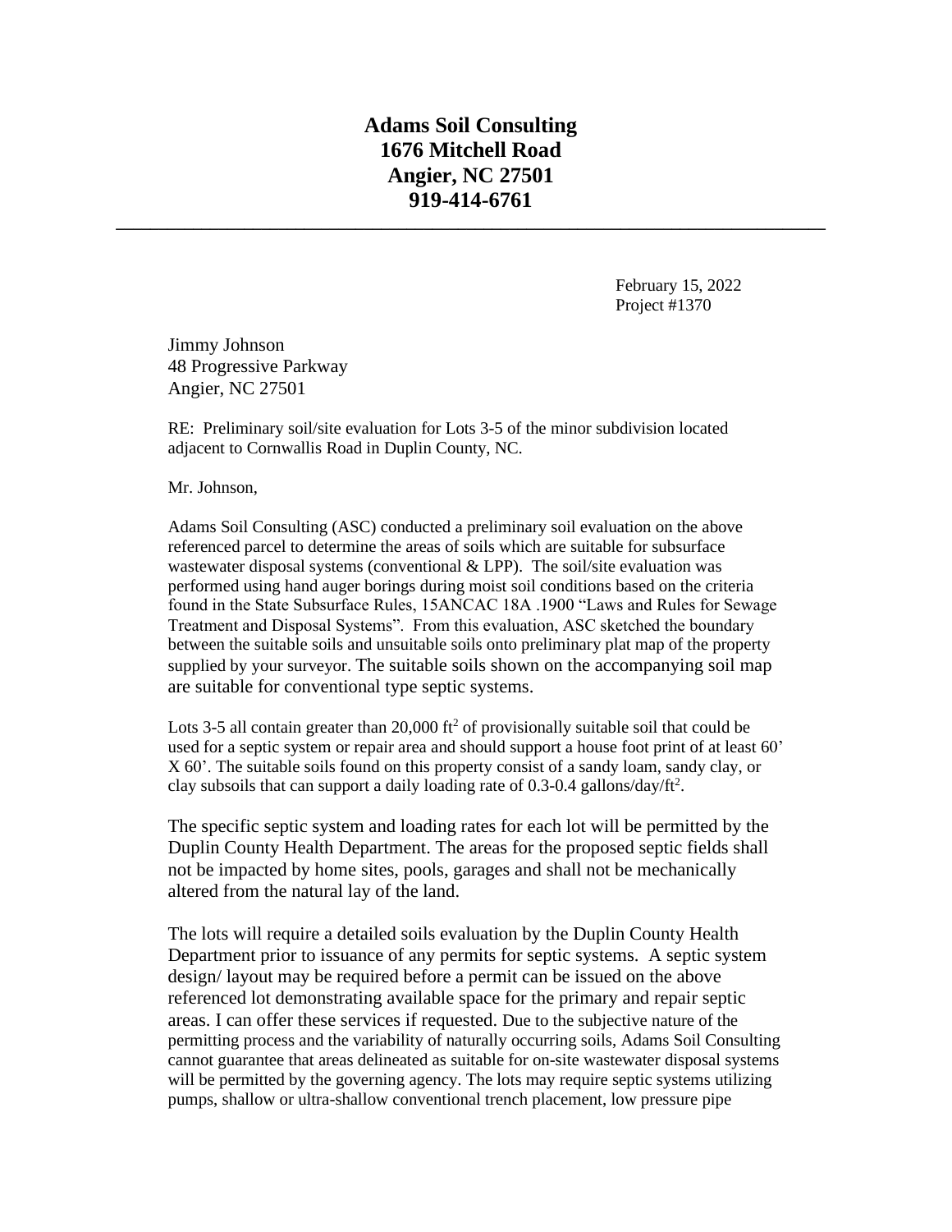**Adams Soil Consulting**
**1676 Mitchell Road**
**Angier, NC 27501**
**919-414-6761**

---

February 15, 2022
Project #1370

Jimmy Johnson
48 Progressive Parkway
Angier, NC 27501

RE: Preliminary soil/site evaluation for Lots 3-5 of the minor subdivision located adjacent to Cornwallis Road in Duplin County, NC.

Mr. Johnson,

Adams Soil Consulting (ASC) conducted a preliminary soil evaluation on the above referenced parcel to determine the areas of soils which are suitable for subsurface wastewater disposal systems (conventional & LPP). The soil/site evaluation was performed using hand auger borings during moist soil conditions based on the criteria found in the State Subsurface Rules, 15ANCAC 18A .1900 "Laws and Rules for Sewage Treatment and Disposal Systems". From this evaluation, ASC sketched the boundary between the suitable soils and unsuitable soils onto preliminary plat map of the property supplied by your surveyor. The suitable soils shown on the accompanying soil map are suitable for conventional type septic systems.

Lots 3-5 all contain greater than 20,000 $ft^2$ of provisionally suitable soil that could be used for a septic system or repair area and should support a house foot print of at least 60' X 60'. The suitable soils found on this property consist of a sandy loam, sandy clay, or clay subsoils that can support a daily loading rate of 0.3-0.4 $gallons/day/ft^2$.

The specific septic system and loading rates for each lot will be permitted by the Duplin County Health Department. The areas for the proposed septic fields shall not be impacted by home sites, pools, garages and shall not be mechanically altered from the natural lay of the land.

The lots will require a detailed soils evaluation by the Duplin County Health Department prior to issuance of any permits for septic systems. A septic system design/ layout may be required before a permit can be issued on the above referenced lot demonstrating available space for the primary and repair septic areas. I can offer these services if requested. Due to the subjective nature of the permitting process and the variability of naturally occurring soils, Adams Soil Consulting cannot guarantee that areas delineated as suitable for on-site wastewater disposal systems will be permitted by the governing agency. The lots may require septic systems utilizing pumps, shallow or ultra-shallow conventional trench placement, low pressure pipe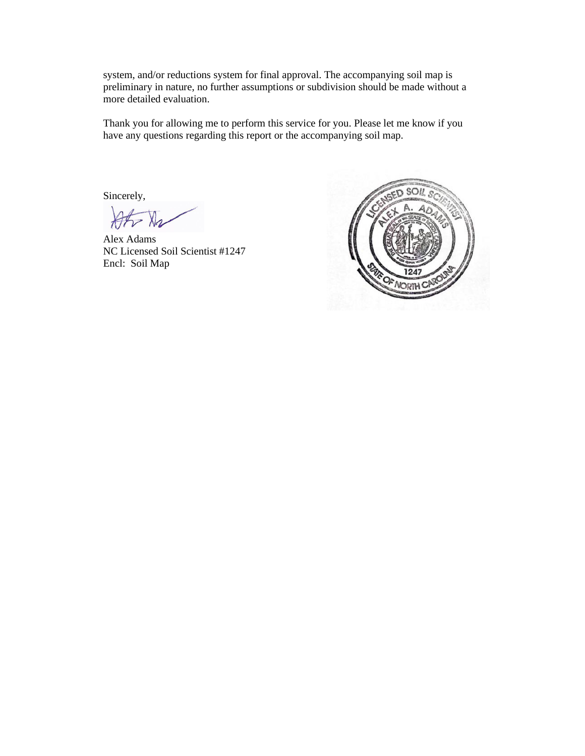system, and/or reductions system for final approval. The accompanying soil map is preliminary in nature, no further assumptions or subdivision should be made without a more detailed evaluation.

Thank you for allowing me to perform this service for you. Please let me know if you have any questions regarding this report or the accompanying soil map.

Sincerely,

Alex Adams
NC Licensed Soil Scientist #1247
Encl: Soil Map

LICENSED SOIL SCIENTIST
ALEX A. ADAMS
1247
STATE OF NORTH CAROLINA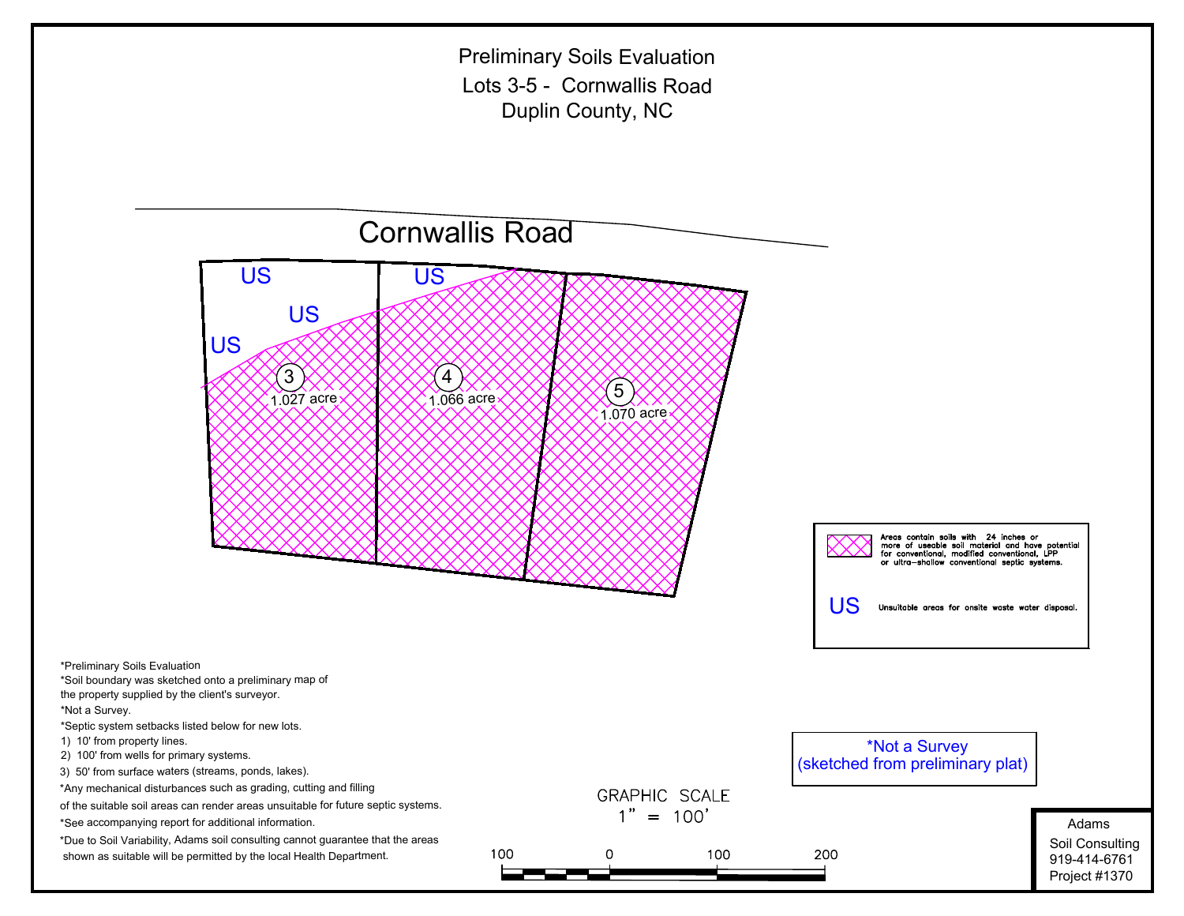# Preliminary Soils Evaluation

## Lots 3-5 - Cornwallis Road

## Duplin County, NC

Cornwallis Road

US

US

US

US

3
1.027 acre

4
1.066 acre

5
1.070 acre

Areas contain soils with 24 inches or more of useable soil material and have potential for conventional, modified conventional, LPP or ultra-shallow conventional septic systems.

US Unsuitable areas for onsite waste water disposal.

*Preliminary Soils Evaluation
*Soil boundary was sketched onto a preliminary map of the property supplied by the client's surveyor.
*Not a Survey.
*Septic system setbacks listed below for new lots.

1) 10' from property lines.
2) 100' from wells for primary systems.
3) 50' from surface waters (streams, ponds, lakes).

*Any mechanical disturbances such as grading, cutting and filling of the suitable soil areas can render areas unsuitable for future septic systems.
*See accompanying report for additional information.
*Due to Soil Variability, Adams soil consulting cannot guarantee that the areas shown as suitable will be permitted by the local Health Department.

GRAPHIC SCALE
1" = 100'

100 0 100 200

*Not a Survey
(sketched from preliminary plat)

Adams
Soil Consulting
919-414-6761
Project #1370